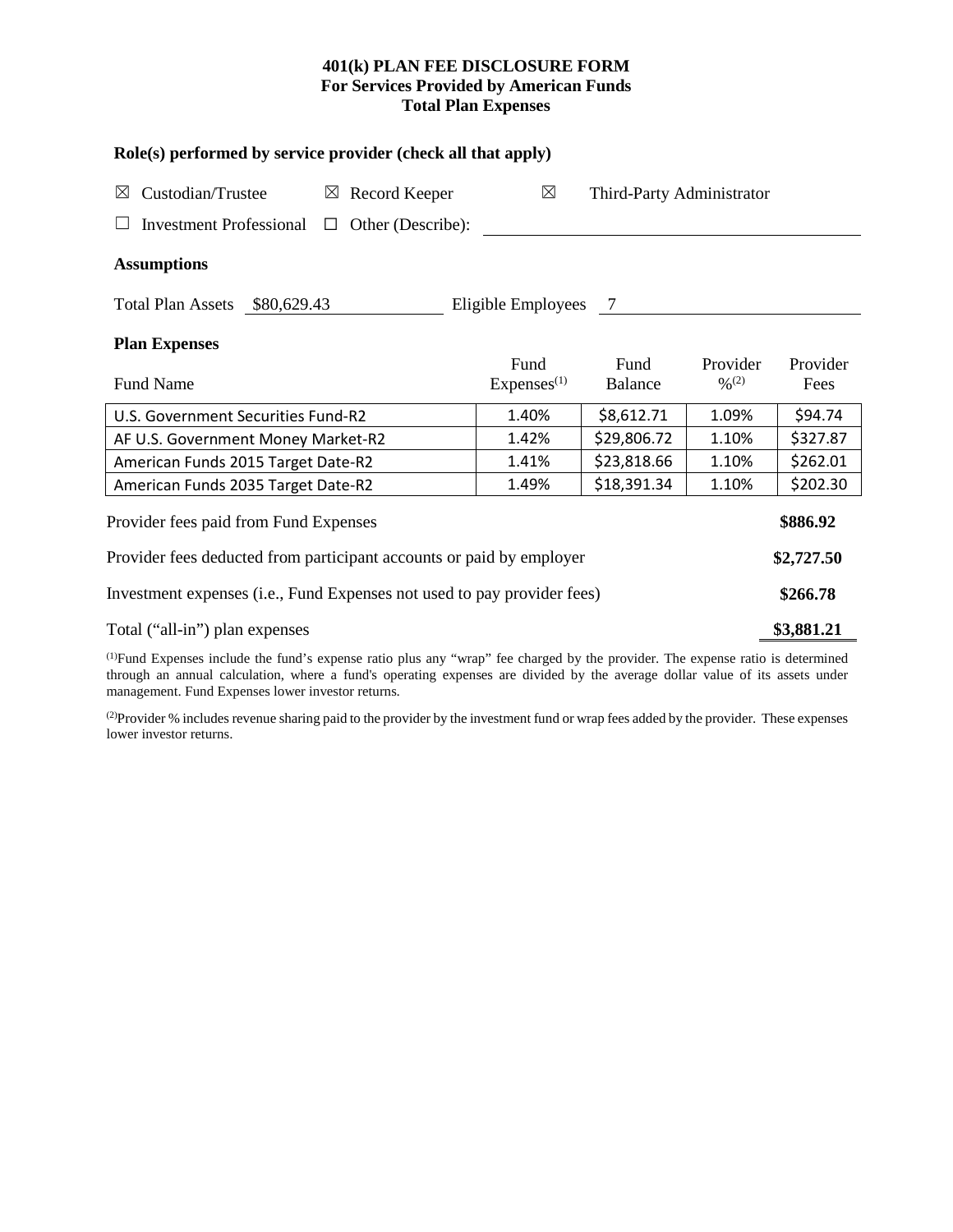# 401(k) PLAN FEE DISCLOSURE FORM
## For Services Provided by American Funds
## Total Plan Expenses

**Role(s) performed by service provider (check all that apply)**

☒ Custodian/Trustee ☒ Record Keeper ☒ Third-Party Administrator

☐ Investment Professional ☐ Other (Describe): ____________________

**Assumptions**

Total Plan Assets $80,629.43 Eligible Employees 7

**Plan Expenses**

| Fund Name | Fund Expenses[(1)] | Fund Balance | Provider %[(2)] | Provider Fees |
|---|---|---|---|---|
| U.S. Government Securities Fund-R2 | 1.40% | $8,612.71 | 1.09% | $94.74 |
| AF U.S. Government Money Market-R2 | 1.42% | $29,806.72 | 1.10% | $327.87 |
| American Funds 2015 Target Date-R2 | 1.41% | $23,818.66 | 1.10% | $262.01 |
| American Funds 2035 Target Date-R2 | 1.49% | $18,391.34 | 1.10% | $202.30 |

| | |
|---|---|
| Provider fees paid from Fund Expenses | **$886.92** |
| Provider fees deducted from participant accounts or paid by employer | **$2,727.50** |
| Investment expenses (i.e., Fund Expenses not used to pay provider fees) | **$266.78** |
| Total ("all-in") plan expenses | **$3,881.21** |

[(1)]Fund Expenses include the fund's expense ratio plus any "wrap" fee charged by the provider. The expense ratio is determined through an annual calculation, where a fund's operating expenses are divided by the average dollar value of its assets under management. Fund Expenses lower investor returns.

[(2)]Provider % includes revenue sharing paid to the provider by the investment fund or wrap fees added by the provider. These expenses lower investor returns.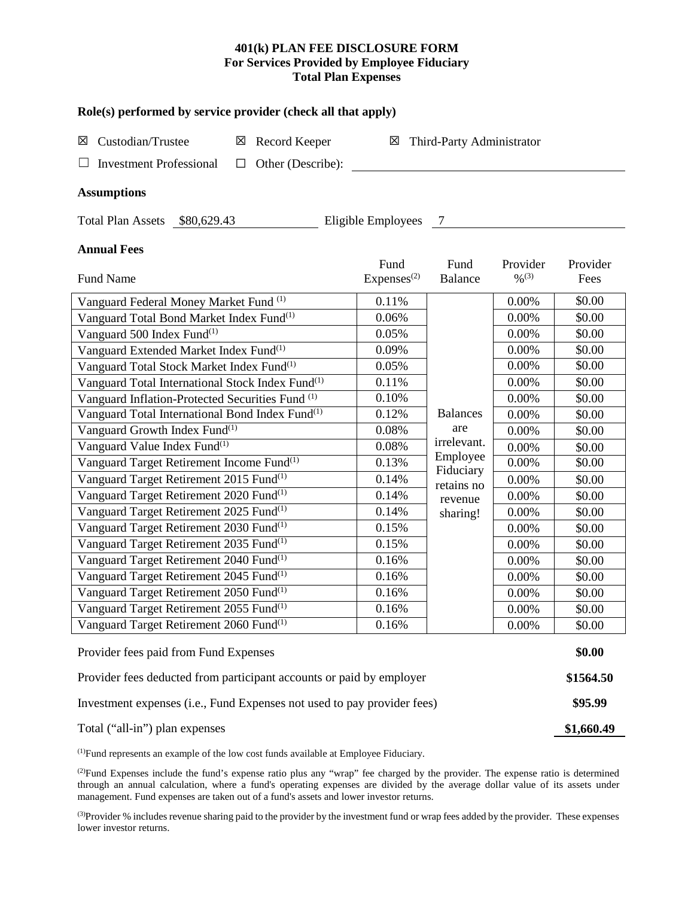**401(k) PLAN FEE DISCLOSURE FORM**
**For Services Provided by Employee Fiduciary**
**Total Plan Expenses**

**Role(s) performed by service provider (check all that apply)**

☒ Custodian/Trustee ☒ Record Keeper ☒ Third-Party Administrator

☐ Investment Professional ☐ Other (Describe): ____________

**Assumptions**

Total Plan Assets $80,629.43 Eligible Employees 7

**Annual Fees**

| Fund Name | Fund Expenses(2) | Fund Balance | Provider %(3) | Provider Fees |
|---|---|---|---|---|
| Vanguard Federal Money Market Fund (1) | 0.11% | Balances are irrelevant. Employee Fiduciary retains no revenue sharing! | 0.00% | $0.00 |
| Vanguard Total Bond Market Index Fund(1) | 0.06% | | 0.00% | $0.00 |
| Vanguard 500 Index Fund(1) | 0.05% | | 0.00% | $0.00 |
| Vanguard Extended Market Index Fund(1) | 0.09% | | 0.00% | $0.00 |
| Vanguard Total Stock Market Index Fund(1) | 0.05% | | 0.00% | $0.00 |
| Vanguard Total International Stock Index Fund(1) | 0.11% | | 0.00% | $0.00 |
| Vanguard Inflation-Protected Securities Fund (1) | 0.10% | | 0.00% | $0.00 |
| Vanguard Total International Bond Index Fund(1) | 0.12% | | 0.00% | $0.00 |
| Vanguard Growth Index Fund(1) | 0.08% | | 0.00% | $0.00 |
| Vanguard Value Index Fund(1) | 0.08% | | 0.00% | $0.00 |
| Vanguard Target Retirement Income Fund(1) | 0.13% | | 0.00% | $0.00 |
| Vanguard Target Retirement 2015 Fund(1) | 0.14% | | 0.00% | $0.00 |
| Vanguard Target Retirement 2020 Fund(1) | 0.14% | | 0.00% | $0.00 |
| Vanguard Target Retirement 2025 Fund(1) | 0.14% | | 0.00% | $0.00 |
| Vanguard Target Retirement 2030 Fund(1) | 0.15% | | 0.00% | $0.00 |
| Vanguard Target Retirement 2035 Fund(1) | 0.15% | | 0.00% | $0.00 |
| Vanguard Target Retirement 2040 Fund(1) | 0.16% | | 0.00% | $0.00 |
| Vanguard Target Retirement 2045 Fund(1) | 0.16% | | 0.00% | $0.00 |
| Vanguard Target Retirement 2050 Fund(1) | 0.16% | | 0.00% | $0.00 |
| Vanguard Target Retirement 2055 Fund(1) | 0.16% | | 0.00% | $0.00 |
| Vanguard Target Retirement 2060 Fund(1) | 0.16% | | 0.00% | $0.00 |

| | |
|---|---|
| Provider fees paid from Fund Expenses | **$0.00** |
| Provider fees deducted from participant accounts or paid by employer | **$1564.50** |
| Investment expenses (i.e., Fund Expenses not used to pay provider fees) | **$95.99** |
| Total ("all-in") plan expenses | **$1,660.49** |

(1)Fund represents an example of the low cost funds available at Employee Fiduciary.

(2)Fund Expenses include the fund's expense ratio plus any "wrap" fee charged by the provider. The expense ratio is determined through an annual calculation, where a fund's operating expenses are divided by the average dollar value of its assets under management. Fund expenses are taken out of a fund's assets and lower investor returns.

(3)Provider % includes revenue sharing paid to the provider by the investment fund or wrap fees added by the provider. These expenses lower investor returns.